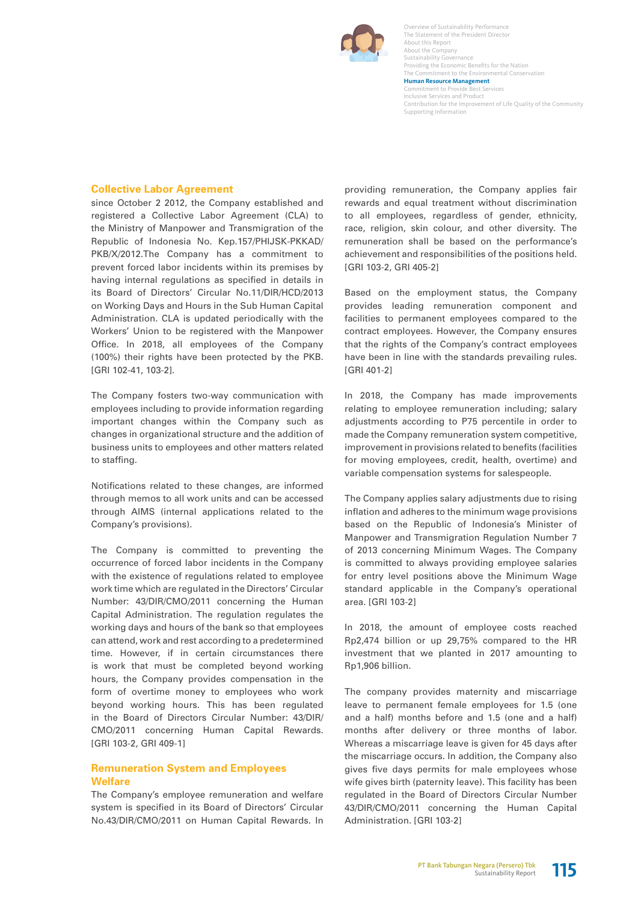## Collective Labor Agreement

since October 2 2012, the Company established and registered a Collective Labor Agreement (CLA) to the Ministry of Manpower and Transmigration of the Republic of Indonesia No. Kep.157/PHIJSK-PKKAD/PKB/X/2012.The Company has a commitment to prevent forced labor incidents within its premises by having internal regulations as specified in details in its Board of Directors' Circular No.11/DIR/HCD/2013 on Working Days and Hours in the Sub Human Capital Administration. CLA is updated periodically with the Workers' Union to be registered with the Manpower Office. In 2018, all employees of the Company (100%) their rights have been protected by the PKB. [GRI 102-41, 103-2].

The Company fosters two-way communication with employees including to provide information regarding important changes within the Company such as changes in organizational structure and the addition of business units to employees and other matters related to staffing.

Notifications related to these changes, are informed through memos to all work units and can be accessed through AIMS (internal applications related to the Company's provisions).

The Company is committed to preventing the occurrence of forced labor incidents in the Company with the existence of regulations related to employee work time which are regulated in the Directors' Circular Number: 43/DIR/CMO/2011 concerning the Human Capital Administration. The regulation regulates the working days and hours of the bank so that employees can attend, work and rest according to a predetermined time. However, if in certain circumstances there is work that must be completed beyond working hours, the Company provides compensation in the form of overtime money to employees who work beyond working hours. This has been regulated in the Board of Directors Circular Number: 43/DIR/CMO/2011 concerning Human Capital Rewards. [GRI 103-2, GRI 409-1]

## Remuneration System and Employees Welfare

The Company's employee remuneration and welfare system is specified in its Board of Directors' Circular No.43/DIR/CMO/2011 on Human Capital Rewards. In providing remuneration, the Company applies fair rewards and equal treatment without discrimination to all employees, regardless of gender, ethnicity, race, religion, skin colour, and other diversity. The remuneration shall be based on the performance's achievement and responsibilities of the positions held. [GRI 103-2, GRI 405-2]

Based on the employment status, the Company provides leading remuneration component and facilities to permanent employees compared to the contract employees. However, the Company ensures that the rights of the Company's contract employees have been in line with the standards prevailing rules. [GRI 401-2]

In 2018, the Company has made improvements relating to employee remuneration including; salary adjustments according to P75 percentile in order to made the Company remuneration system competitive, improvement in provisions related to benefits (facilities for moving employees, credit, health, overtime) and variable compensation systems for salespeople.

The Company applies salary adjustments due to rising inflation and adheres to the minimum wage provisions based on the Republic of Indonesia's Minister of Manpower and Transmigration Regulation Number 7 of 2013 concerning Minimum Wages. The Company is committed to always providing employee salaries for entry level positions above the Minimum Wage standard applicable in the Company's operational area. [GRI 103-2]

In 2018, the amount of employee costs reached Rp2,474 billion or up 29,75% compared to the HR investment that we planted in 2017 amounting to Rp1,906 billion.

The company provides maternity and miscarriage leave to permanent female employees for 1.5 (one and a half) months before and 1.5 (one and a half) months after delivery or three months of labor. Whereas a miscarriage leave is given for 45 days after the miscarriage occurs. In addition, the Company also gives five days permits for male employees whose wife gives birth (paternity leave). This facility has been regulated in the Board of Directors Circular Number 43/DIR/CMO/2011 concerning the Human Capital Administration. [GRI 103-2]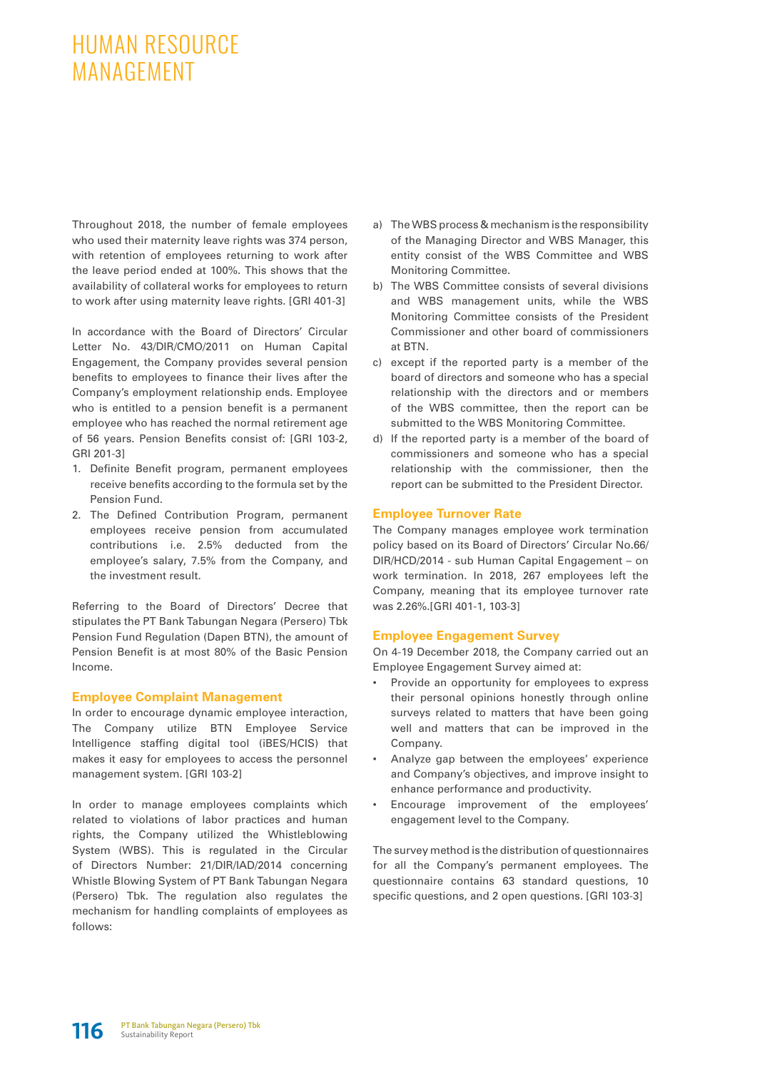# HUMAN RESOURCE MANAGEMENT

Throughout 2018, the number of female employees who used their maternity leave rights was 374 person, with retention of employees returning to work after the leave period ended at 100%. This shows that the availability of collateral works for employees to return to work after using maternity leave rights. [GRI 401-3]

In accordance with the Board of Directors' Circular Letter No. 43/DIR/CMO/2011 on Human Capital Engagement, the Company provides several pension benefits to employees to finance their lives after the Company's employment relationship ends. Employee who is entitled to a pension benefit is a permanent employee who has reached the normal retirement age of 56 years. Pension Benefits consist of: [GRI 103-2, GRI 201-3]

1. Definite Benefit program, permanent employees receive benefits according to the formula set by the Pension Fund.
2. The Defined Contribution Program, permanent employees receive pension from accumulated contributions i.e. 2.5% deducted from the employee's salary, 7.5% from the Company, and the investment result.

Referring to the Board of Directors' Decree that stipulates the PT Bank Tabungan Negara (Persero) Tbk Pension Fund Regulation (Dapen BTN), the amount of Pension Benefit is at most 80% of the Basic Pension Income.

## Employee Complaint Management

In order to encourage dynamic employee interaction, The Company utilize BTN Employee Service Intelligence staffing digital tool (iBES/HCIS) that makes it easy for employees to access the personnel management system. [GRI 103-2]

In order to manage employees complaints which related to violations of labor practices and human rights, the Company utilized the Whistleblowing System (WBS). This is regulated in the Circular of Directors Number: 21/DIR/IAD/2014 concerning Whistle Blowing System of PT Bank Tabungan Negara (Persero) Tbk. The regulation also regulates the mechanism for handling complaints of employees as follows:

a) The WBS process & mechanism is the responsibility of the Managing Director and WBS Manager, this entity consist of the WBS Committee and WBS Monitoring Committee.
b) The WBS Committee consists of several divisions and WBS management units, while the WBS Monitoring Committee consists of the President Commissioner and other board of commissioners at BTN.
c) except if the reported party is a member of the board of directors and someone who has a special relationship with the directors and or members of the WBS committee, then the report can be submitted to the WBS Monitoring Committee.
d) If the reported party is a member of the board of commissioners and someone who has a special relationship with the commissioner, then the report can be submitted to the President Director.

## Employee Turnover Rate

The Company manages employee work termination policy based on its Board of Directors' Circular No.66/DIR/HCD/2014 - sub Human Capital Engagement – on work termination. In 2018, 267 employees left the Company, meaning that its employee turnover rate was 2.26%.[GRI 401-1, 103-3]

## Employee Engagement Survey

On 4-19 December 2018, the Company carried out an Employee Engagement Survey aimed at:

- Provide an opportunity for employees to express their personal opinions honestly through online surveys related to matters that have been going well and matters that can be improved in the Company.
- Analyze gap between the employees' experience and Company's objectives, and improve insight to enhance performance and productivity.
- Encourage improvement of the employees' engagement level to the Company.

The survey method is the distribution of questionnaires for all the Company's permanent employees. The questionnaire contains 63 standard questions, 10 specific questions, and 2 open questions. [GRI 103-3]